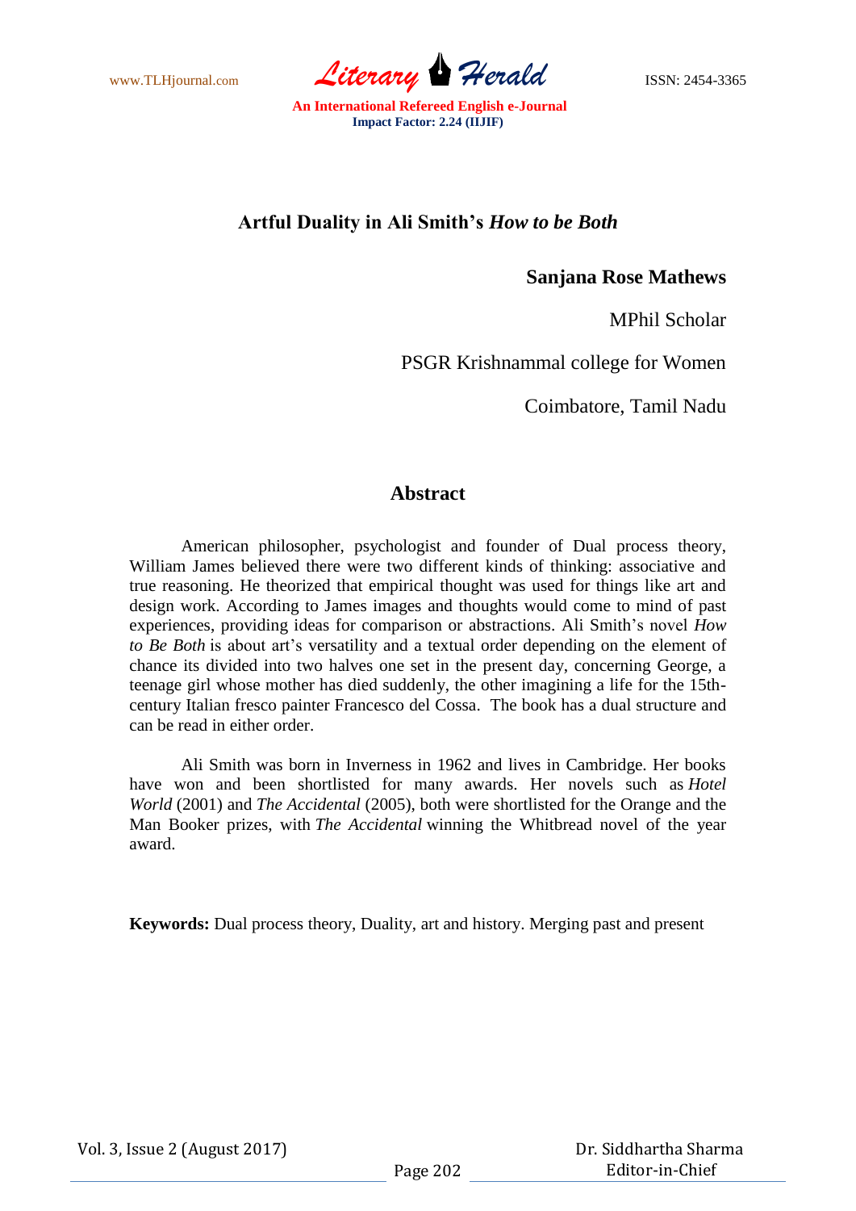# Artful Duality in Ali Smith's *How to be Both*

**Sanjana Rose Mathews**

MPhil Scholar

PSGR Krishnammal college for Women

Coimbatore, Tamil Nadu

## Abstract

American philosopher, psychologist and founder of Dual process theory, William James believed there were two different kinds of thinking: associative and true reasoning. He theorized that empirical thought was used for things like art and design work. According to James images and thoughts would come to mind of past experiences, providing ideas for comparison or abstractions. Ali Smith's novel *How to Be Both* is about art's versatility and a textual order depending on the element of chance its divided into two halves one set in the present day, concerning George, a teenage girl whose mother has died suddenly, the other imagining a life for the 15th-century Italian fresco painter Francesco del Cossa. The book has a dual structure and can be read in either order.

Ali Smith was born in Inverness in 1962 and lives in Cambridge. Her books have won and been shortlisted for many awards. Her novels such as *Hotel World* (2001) and *The Accidental* (2005), both were shortlisted for the Orange and the Man Booker prizes, with *The Accidental* winning the Whitbread novel of the year award.

**Keywords:** Dual process theory, Duality, art and history. Merging past and present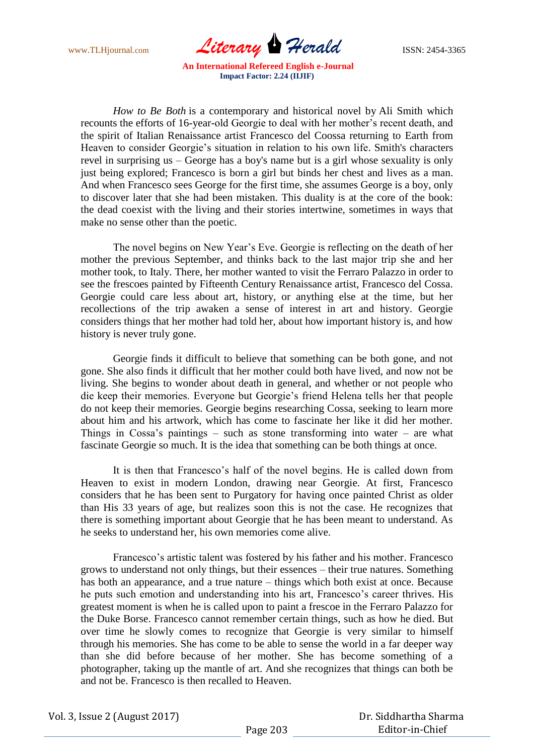*How to Be Both* is a contemporary and historical novel by Ali Smith which recounts the efforts of 16-year-old Georgie to deal with her mother's recent death, and the spirit of Italian Renaissance artist Francesco del Coossa returning to Earth from Heaven to consider Georgie's situation in relation to his own life. Smith's characters revel in surprising us – George has a boy's name but is a girl whose sexuality is only just being explored; Francesco is born a girl but binds her chest and lives as a man. And when Francesco sees George for the first time, she assumes George is a boy, only to discover later that she had been mistaken. This duality is at the core of the book: the dead coexist with the living and their stories intertwine, sometimes in ways that make no sense other than the poetic.

The novel begins on New Year's Eve. Georgie is reflecting on the death of her mother the previous September, and thinks back to the last major trip she and her mother took, to Italy. There, her mother wanted to visit the Ferraro Palazzo in order to see the frescoes painted by Fifteenth Century Renaissance artist, Francesco del Cossa. Georgie could care less about art, history, or anything else at the time, but her recollections of the trip awaken a sense of interest in art and history. Georgie considers things that her mother had told her, about how important history is, and how history is never truly gone.

Georgie finds it difficult to believe that something can be both gone, and not gone. She also finds it difficult that her mother could both have lived, and now not be living. She begins to wonder about death in general, and whether or not people who die keep their memories. Everyone but Georgie's friend Helena tells her that people do not keep their memories. Georgie begins researching Cossa, seeking to learn more about him and his artwork, which has come to fascinate her like it did her mother. Things in Cossa's paintings – such as stone transforming into water – are what fascinate Georgie so much. It is the idea that something can be both things at once.

It is then that Francesco's half of the novel begins. He is called down from Heaven to exist in modern London, drawing near Georgie. At first, Francesco considers that he has been sent to Purgatory for having once painted Christ as older than His 33 years of age, but realizes soon this is not the case. He recognizes that there is something important about Georgie that he has been meant to understand. As he seeks to understand her, his own memories come alive.

Francesco's artistic talent was fostered by his father and his mother. Francesco grows to understand not only things, but their essences – their true natures. Something has both an appearance, and a true nature – things which both exist at once. Because he puts such emotion and understanding into his art, Francesco's career thrives. His greatest moment is when he is called upon to paint a frescoe in the Ferraro Palazzo for the Duke Borse. Francesco cannot remember certain things, such as how he died. But over time he slowly comes to recognize that Georgie is very similar to himself through his memories. She has come to be able to sense the world in a far deeper way than she did before because of her mother. She has become something of a photographer, taking up the mantle of art. And she recognizes that things can both be and not be. Francesco is then recalled to Heaven.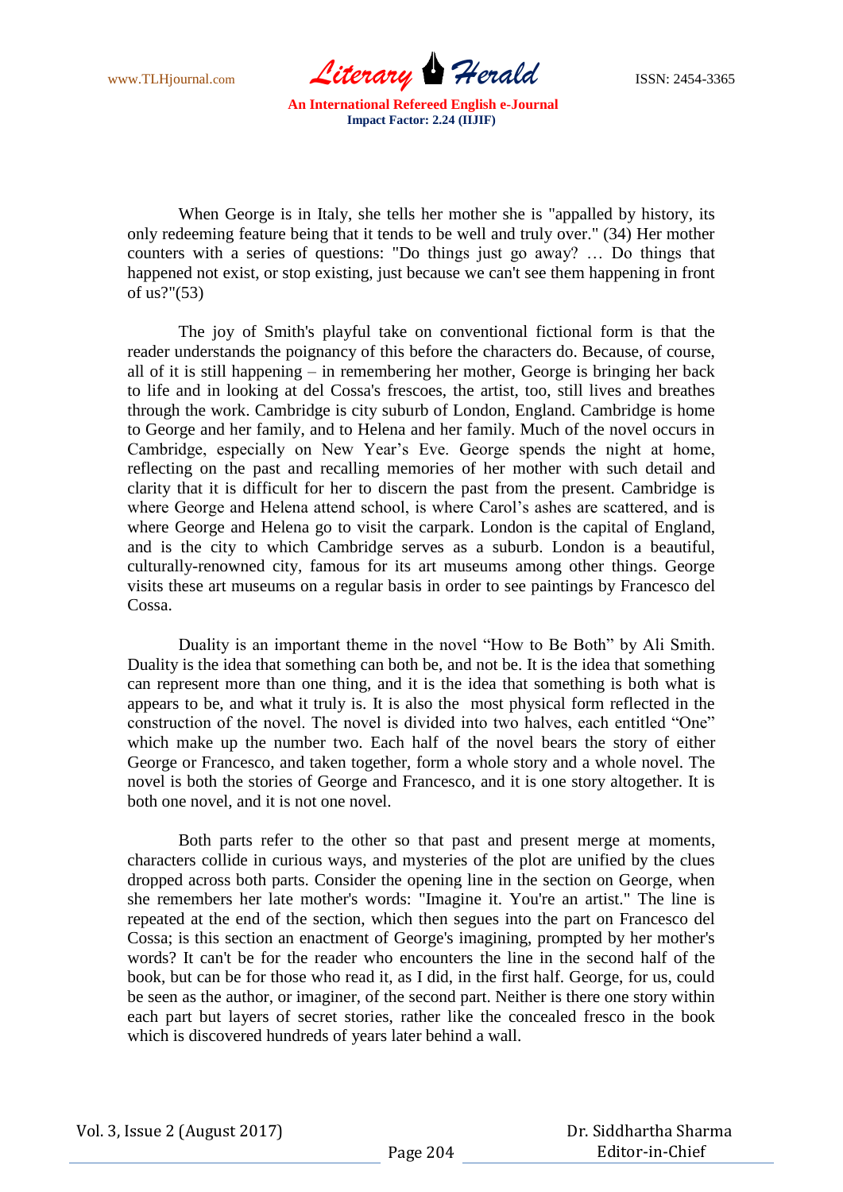When George is in Italy, she tells her mother she is "appalled by history, its only redeeming feature being that it tends to be well and truly over." (34) Her mother counters with a series of questions: "Do things just go away? … Do things that happened not exist, or stop existing, just because we can't see them happening in front of us?"(53)

The joy of Smith's playful take on conventional fictional form is that the reader understands the poignancy of this before the characters do. Because, of course, all of it is still happening – in remembering her mother, George is bringing her back to life and in looking at del Cossa's frescoes, the artist, too, still lives and breathes through the work. Cambridge is city suburb of London, England. Cambridge is home to George and her family, and to Helena and her family. Much of the novel occurs in Cambridge, especially on New Year's Eve. George spends the night at home, reflecting on the past and recalling memories of her mother with such detail and clarity that it is difficult for her to discern the past from the present. Cambridge is where George and Helena attend school, is where Carol's ashes are scattered, and is where George and Helena go to visit the carpark. London is the capital of England, and is the city to which Cambridge serves as a suburb. London is a beautiful, culturally-renowned city, famous for its art museums among other things. George visits these art museums on a regular basis in order to see paintings by Francesco del Cossa.

Duality is an important theme in the novel "How to Be Both" by Ali Smith. Duality is the idea that something can both be, and not be. It is the idea that something can represent more than one thing, and it is the idea that something is both what is appears to be, and what it truly is. It is also the most physical form reflected in the construction of the novel. The novel is divided into two halves, each entitled "One" which make up the number two. Each half of the novel bears the story of either George or Francesco, and taken together, form a whole story and a whole novel. The novel is both the stories of George and Francesco, and it is one story altogether. It is both one novel, and it is not one novel.

Both parts refer to the other so that past and present merge at moments, characters collide in curious ways, and mysteries of the plot are unified by the clues dropped across both parts. Consider the opening line in the section on George, when she remembers her late mother's words: "Imagine it. You're an artist." The line is repeated at the end of the section, which then segues into the part on Francesco del Cossa; is this section an enactment of George's imagining, prompted by her mother's words? It can't be for the reader who encounters the line in the second half of the book, but can be for those who read it, as I did, in the first half. George, for us, could be seen as the author, or imaginer, of the second part. Neither is there one story within each part but layers of secret stories, rather like the concealed fresco in the book which is discovered hundreds of years later behind a wall.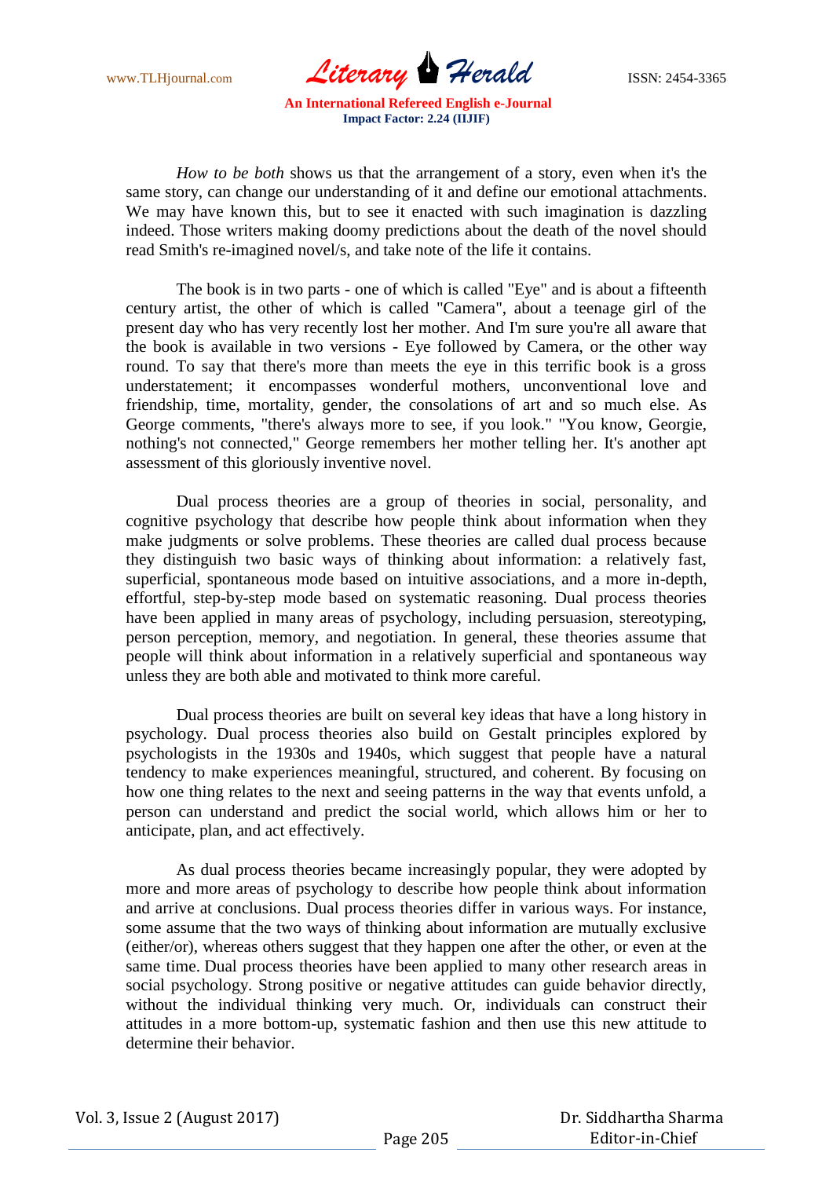*How to be both* shows us that the arrangement of a story, even when it's the same story, can change our understanding of it and define our emotional attachments. We may have known this, but to see it enacted with such imagination is dazzling indeed. Those writers making doomy predictions about the death of the novel should read Smith's re-imagined novel/s, and take note of the life it contains.

The book is in two parts - one of which is called "Eye" and is about a fifteenth century artist, the other of which is called "Camera", about a teenage girl of the present day who has very recently lost her mother. And I'm sure you're all aware that the book is available in two versions - Eye followed by Camera, or the other way round. To say that there's more than meets the eye in this terrific book is a gross understatement; it encompasses wonderful mothers, unconventional love and friendship, time, mortality, gender, the consolations of art and so much else. As George comments, "there's always more to see, if you look." "You know, Georgie, nothing's not connected," George remembers her mother telling her. It's another apt assessment of this gloriously inventive novel.

Dual process theories are a group of theories in social, personality, and cognitive psychology that describe how people think about information when they make judgments or solve problems. These theories are called dual process because they distinguish two basic ways of thinking about information: a relatively fast, superficial, spontaneous mode based on intuitive associations, and a more in-depth, effortful, step-by-step mode based on systematic reasoning. Dual process theories have been applied in many areas of psychology, including persuasion, stereotyping, person perception, memory, and negotiation. In general, these theories assume that people will think about information in a relatively superficial and spontaneous way unless they are both able and motivated to think more careful.

Dual process theories are built on several key ideas that have a long history in psychology. Dual process theories also build on Gestalt principles explored by psychologists in the 1930s and 1940s, which suggest that people have a natural tendency to make experiences meaningful, structured, and coherent. By focusing on how one thing relates to the next and seeing patterns in the way that events unfold, a person can understand and predict the social world, which allows him or her to anticipate, plan, and act effectively.

As dual process theories became increasingly popular, they were adopted by more and more areas of psychology to describe how people think about information and arrive at conclusions. Dual process theories differ in various ways. For instance, some assume that the two ways of thinking about information are mutually exclusive (either/or), whereas others suggest that they happen one after the other, or even at the same time. Dual process theories have been applied to many other research areas in social psychology. Strong positive or negative attitudes can guide behavior directly, without the individual thinking very much. Or, individuals can construct their attitudes in a more bottom-up, systematic fashion and then use this new attitude to determine their behavior.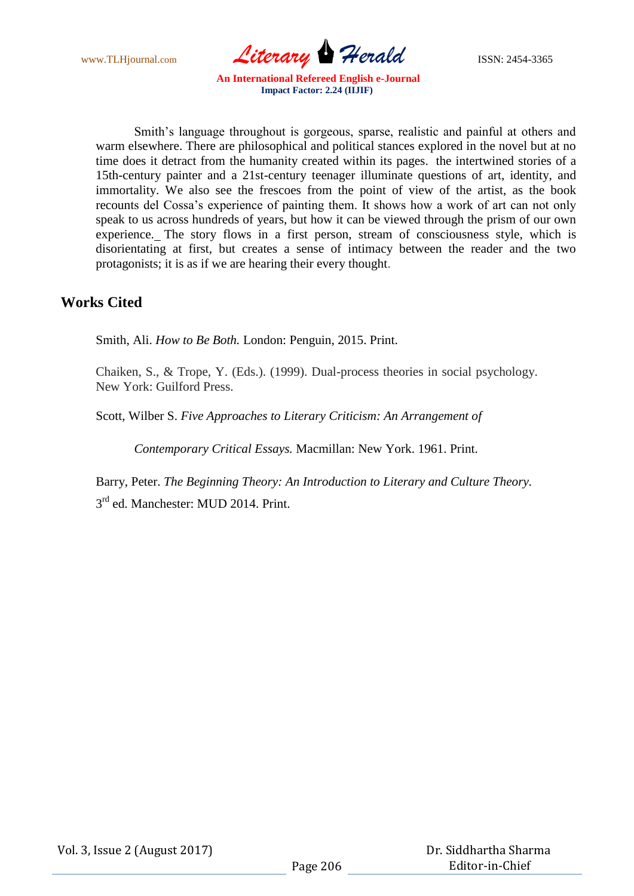Smith's language throughout is gorgeous, sparse, realistic and painful at others and warm elsewhere. There are philosophical and political stances explored in the novel but at no time does it detract from the humanity created within its pages. the intertwined stories of a 15th-century painter and a 21st-century teenager illuminate questions of art, identity, and immortality. We also see the frescoes from the point of view of the artist, as the book recounts del Cossa's experience of painting them. It shows how a work of art can not only speak to us across hundreds of years, but how it can be viewed through the prism of our own experience._ The story flows in a first person, stream of consciousness style, which is disorientating at first, but creates a sense of intimacy between the reader and the two protagonists; it is as if we are hearing their every thought.

## Works Cited

Smith, Ali. *How to Be Both.* London: Penguin, 2015. Print.

Chaiken, S., & Trope, Y. (Eds.). (1999). Dual-process theories in social psychology. New York: Guilford Press.

Scott, Wilber S. *Five Approaches to Literary Criticism: An Arrangement of Contemporary Critical Essays.* Macmillan: New York. 1961. Print.

Barry, Peter. *The Beginning Theory: An Introduction to Literary and Culture Theory.* 3rd ed. Manchester: MUD 2014. Print.